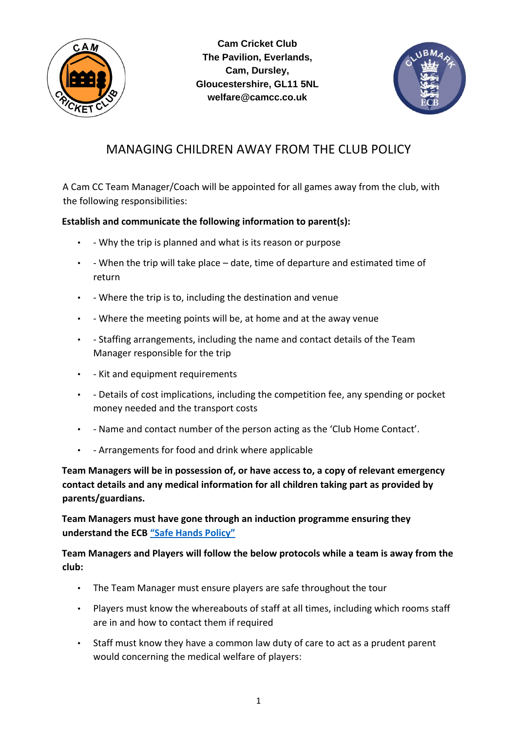**Cam Cricket Club**
**The Pavilion, Everlands,**
**Cam, Dursley,**
**Gloucestershire, GL11 5NL**
**welfare@camcc.co.uk**

# MANAGING CHILDREN AWAY FROM THE CLUB POLICY

A Cam CC Team Manager/Coach will be appointed for all games away from the club, with the following responsibilities:

**Establish and communicate the following information to parent(s):**

- - Why the trip is planned and what is its reason or purpose
- - When the trip will take place – date, time of departure and estimated time of return
- - Where the trip is to, including the destination and venue
- - Where the meeting points will be, at home and at the away venue
- - Staffing arrangements, including the name and contact details of the Team Manager responsible for the trip
- - Kit and equipment requirements
- - Details of cost implications, including the competition fee, any spending or pocket money needed and the transport costs
- - Name and contact number of the person acting as the 'Club Home Contact'.
- - Arrangements for food and drink where applicable

**Team Managers will be in possession of, or have access to, a copy of relevant emergency contact details and any medical information for all children taking part as provided by parents/guardians.**

**Team Managers must have gone through an induction programme ensuring they understand the ECB "Safe Hands Policy"**

**Team Managers and Players will follow the below protocols while a team is away from the club:**

- The Team Manager must ensure players are safe throughout the tour
- Players must know the whereabouts of staff at all times, including which rooms staff are in and how to contact them if required
- Staff must know they have a common law duty of care to act as a prudent parent would concerning the medical welfare of players: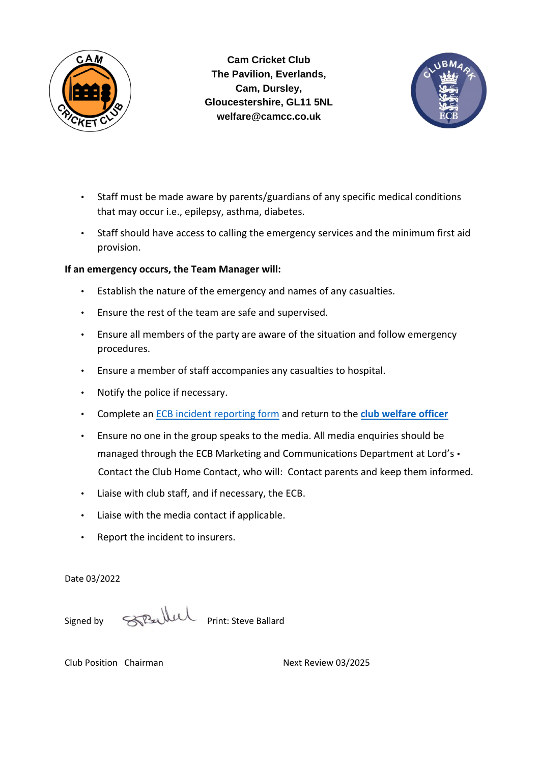**Cam Cricket Club**
**The Pavilion, Everlands,**
**Cam, Dursley,**
**Gloucestershire, GL11 5NL**
**welfare@camcc.co.uk**

- Staff must be made aware by parents/guardians of any specific medical conditions that may occur i.e., epilepsy, asthma, diabetes.
- Staff should have access to calling the emergency services and the minimum first aid provision.

**If an emergency occurs, the Team Manager will:**

- Establish the nature of the emergency and names of any casualties.
- Ensure the rest of the team are safe and supervised.
- Ensure all members of the party are aware of the situation and follow emergency procedures.
- Ensure a member of staff accompanies any casualties to hospital.
- Notify the police if necessary.
- Complete an ECB incident reporting form and return to the **club welfare officer**
- Ensure no one in the group speaks to the media. All media enquiries should be managed through the ECB Marketing and Communications Department at Lord's • Contact the Club Home Contact, who will: Contact parents and keep them informed.
- Liaise with club staff, and if necessary, the ECB.
- Liaise with the media contact if applicable.
- Report the incident to insurers.

Date 03/2022

Signed by Print: Steve Ballard

Club Position Chairman Next Review 03/2025